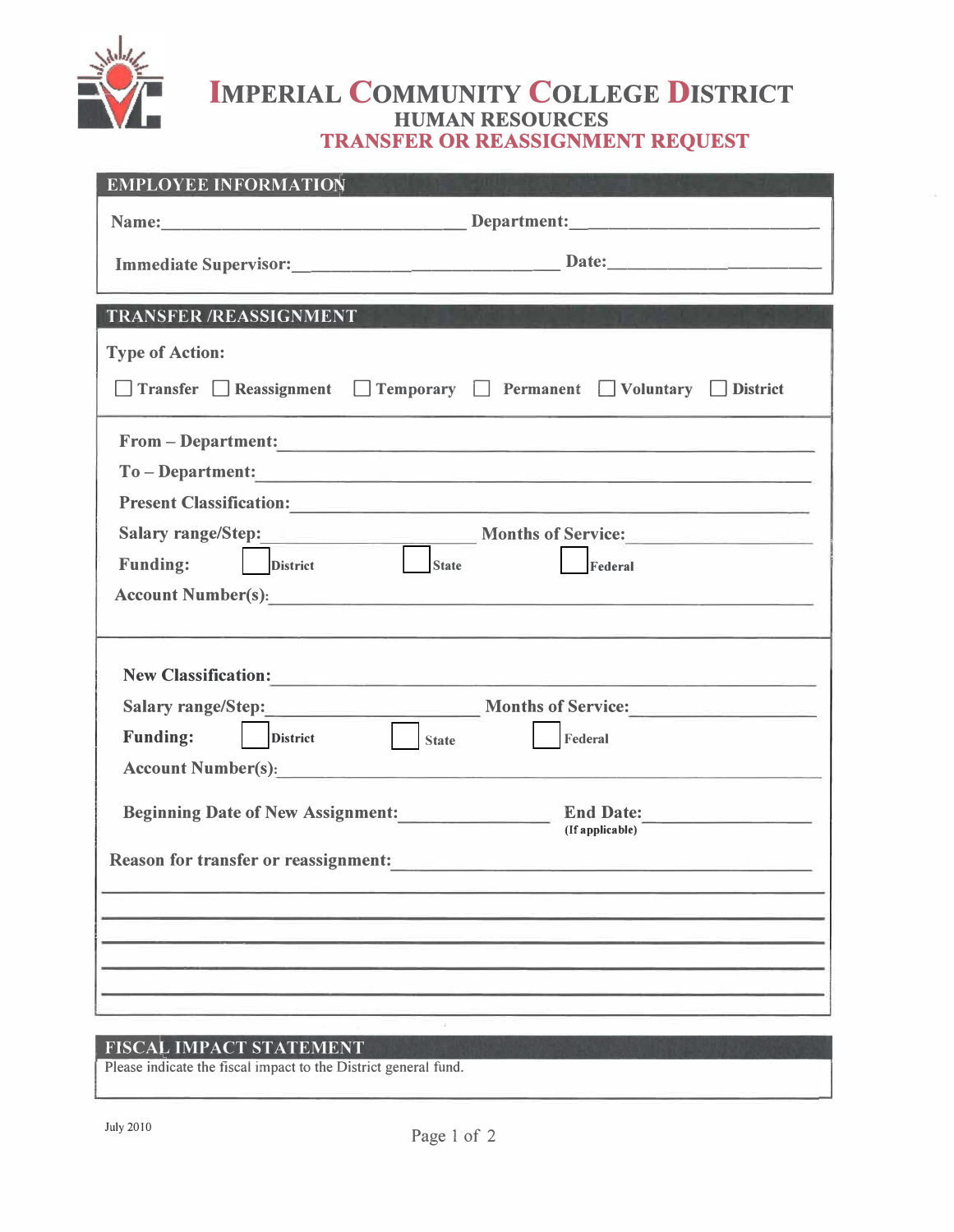# IMPERIAL COMMUNITY COLLEGE DISTRICT

## HUMAN RESOURCES

## TRANSFER OR REASSIGNMENT REQUEST

### EMPLOYEE INFORMATION

**Name:**\_\_\_\_\_\_\_\_\_\_\_\_\_\_\_\_\_\_\_\_\_\_\_\_\_\_\_\_\_\_ **Department:**\_\_\_\_\_\_\_\_\_\_\_\_\_\_\_\_\_\_\_\_\_\_\_\_\_\_

**Immediate Supervisor:**\_\_\_\_\_\_\_\_\_\_\_\_\_\_\_\_\_\_\_\_\_\_\_\_\_\_ **Date:**\_\_\_\_\_\_\_\_\_\_\_\_\_\_\_\_\_\_\_\_\_\_

### TRANSFER /REASSIGNMENT

**Type of Action:**

☐ **Transfer** ☐ **Reassignment** ☐ **Temporary** ☐ **Permanent** ☐ **Voluntary** ☐ **District**

**From – Department:**\_\_\_\_\_\_\_\_\_\_\_\_\_\_\_\_\_\_\_\_\_\_\_\_\_\_\_\_\_\_\_\_\_\_\_\_\_\_\_\_\_\_\_\_\_\_\_\_

**To – Department:**\_\_\_\_\_\_\_\_\_\_\_\_\_\_\_\_\_\_\_\_\_\_\_\_\_\_\_\_\_\_\_\_\_\_\_\_\_\_\_\_\_\_\_\_\_\_\_\_\_\_

**Present Classification:**\_\_\_\_\_\_\_\_\_\_\_\_\_\_\_\_\_\_\_\_\_\_\_\_\_\_\_\_\_\_\_\_\_\_\_\_\_\_\_\_\_\_\_\_\_

**Salary range/Step:**\_\_\_\_\_\_\_\_\_\_\_\_\_\_\_\_\_\_\_\_\_\_ **Months of Service:**\_\_\_\_\_\_\_\_\_\_\_\_\_\_\_\_

**Funding:** ☐ **District** ☐ **State** ☐ **Federal**

**Account Number(s):**\_\_\_\_\_\_\_\_\_\_\_\_\_\_\_\_\_\_\_\_\_\_\_\_\_\_\_\_\_\_\_\_\_\_\_\_\_\_\_\_\_\_\_\_\_\_\_\_

**New Classification:**\_\_\_\_\_\_\_\_\_\_\_\_\_\_\_\_\_\_\_\_\_\_\_\_\_\_\_\_\_\_\_\_\_\_\_\_\_\_\_\_\_\_\_\_\_\_\_

**Salary range/Step:**\_\_\_\_\_\_\_\_\_\_\_\_\_\_\_\_\_\_\_\_\_\_ **Months of Service:**\_\_\_\_\_\_\_\_\_\_\_\_\_\_\_\_

**Funding:** ☐ **District** ☐ **State** ☐ **Federal**

**Account Number(s):**\_\_\_\_\_\_\_\_\_\_\_\_\_\_\_\_\_\_\_\_\_\_\_\_\_\_\_\_\_\_\_\_\_\_\_\_\_\_\_\_\_\_\_\_\_\_\_\_

**Beginning Date of New Assignment:**\_\_\_\_\_\_\_\_\_\_\_\_\_\_ **End Date:**\_\_\_\_\_\_\_\_\_\_\_\_\_\_
**(If applicable)**

**Reason for transfer or reassignment:**\_\_\_\_\_\_\_\_\_\_\_\_\_\_\_\_\_\_\_\_\_\_\_\_\_\_\_\_\_\_\_\_\_\_\_\_\_\_\_\_

\_\_\_\_\_\_\_\_\_\_\_\_\_\_\_\_\_\_\_\_\_\_\_\_\_\_\_\_\_\_\_\_\_\_\_\_\_\_\_\_\_\_\_\_\_\_\_\_\_\_\_\_\_\_\_\_\_\_\_\_\_\_\_\_\_\_\_\_\_\_

\_\_\_\_\_\_\_\_\_\_\_\_\_\_\_\_\_\_\_\_\_\_\_\_\_\_\_\_\_\_\_\_\_\_\_\_\_\_\_\_\_\_\_\_\_\_\_\_\_\_\_\_\_\_\_\_\_\_\_\_\_\_\_\_\_\_\_\_\_\_

\_\_\_\_\_\_\_\_\_\_\_\_\_\_\_\_\_\_\_\_\_\_\_\_\_\_\_\_\_\_\_\_\_\_\_\_\_\_\_\_\_\_\_\_\_\_\_\_\_\_\_\_\_\_\_\_\_\_\_\_\_\_\_\_\_\_\_\_\_\_

\_\_\_\_\_\_\_\_\_\_\_\_\_\_\_\_\_\_\_\_\_\_\_\_\_\_\_\_\_\_\_\_\_\_\_\_\_\_\_\_\_\_\_\_\_\_\_\_\_\_\_\_\_\_\_\_\_\_\_\_\_\_\_\_\_\_\_\_\_\_

\_\_\_\_\_\_\_\_\_\_\_\_\_\_\_\_\_\_\_\_\_\_\_\_\_\_\_\_\_\_\_\_\_\_\_\_\_\_\_\_\_\_\_\_\_\_\_\_\_\_\_\_\_\_\_\_\_\_\_\_\_\_\_\_\_\_\_\_\_\_

### FISCAL IMPACT STATEMENT

Please indicate the fiscal impact to the District general fund.

July 2010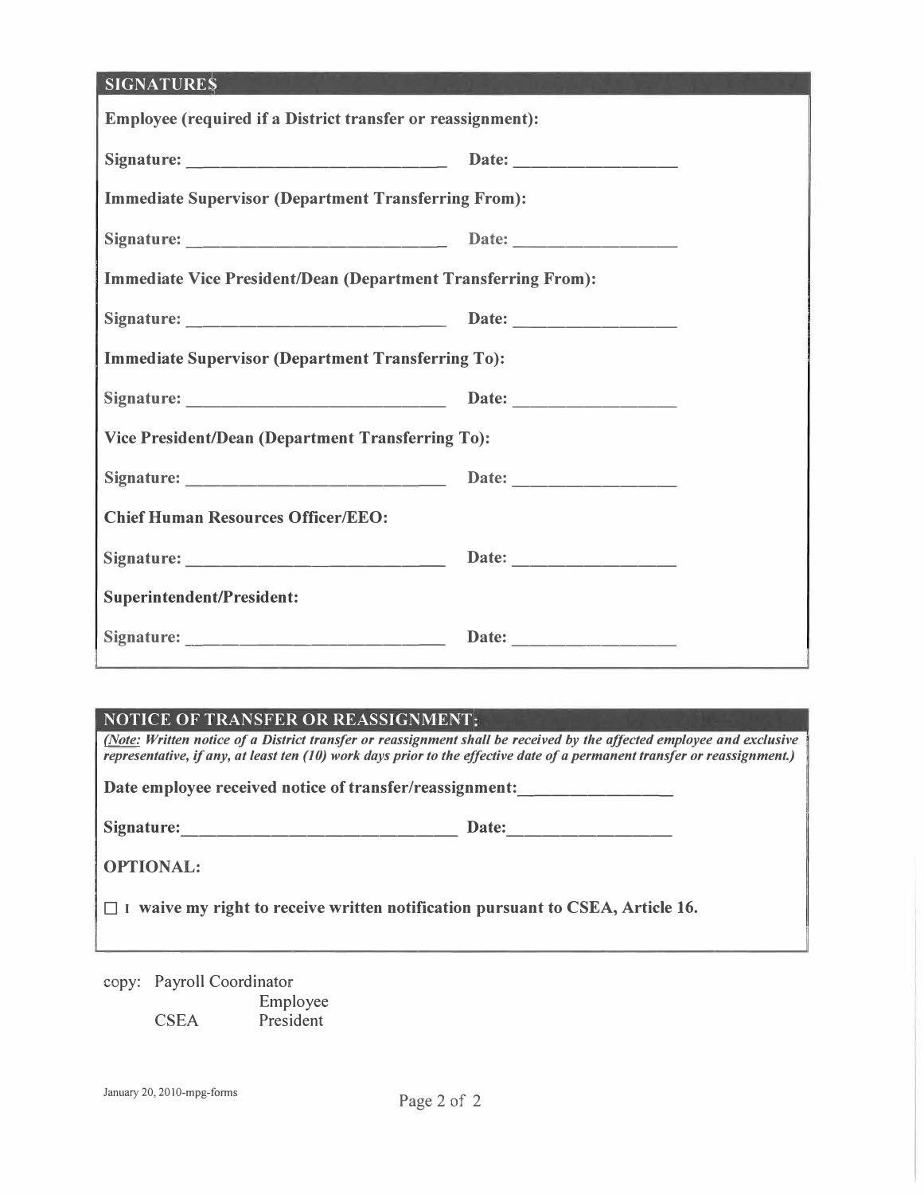## SIGNATURES

**Employee (required if a District transfer or reassignment):**

**Signature:** ______________________________ **Date:** __________________

**Immediate Supervisor (Department Transferring From):**

**Signature:** ______________________________ **Date:** __________________

**Immediate Vice President/Dean (Department Transferring From):**

**Signature:** ______________________________ **Date:** __________________

**Immediate Supervisor (Department Transferring To):**

**Signature:** ______________________________ **Date:** __________________

**Vice President/Dean (Department Transferring To):**

**Signature:** ______________________________ **Date:** __________________

**Chief Human Resources Officer/EEO:**

**Signature:** ______________________________ **Date:** __________________

**Superintendent/President:**

**Signature:** ______________________________ **Date:** __________________

## NOTICE OF TRANSFER OR REASSIGNMENT:

*(Note: Written notice of a District transfer or reassignment shall be received by the affected employee and exclusive representative, if any, at least ten (10) work days prior to the effective date of a permanent transfer or reassignment.)*

**Date employee received notice of transfer/reassignment:** __________________

**Signature:** ______________________________ **Date:** __________________

**OPTIONAL:**

☐ **I waive my right to receive written notification pursuant to CSEA, Article 16.**

copy: Payroll Coordinator
Employee
CSEA President

January 20, 2010-mpg-forms